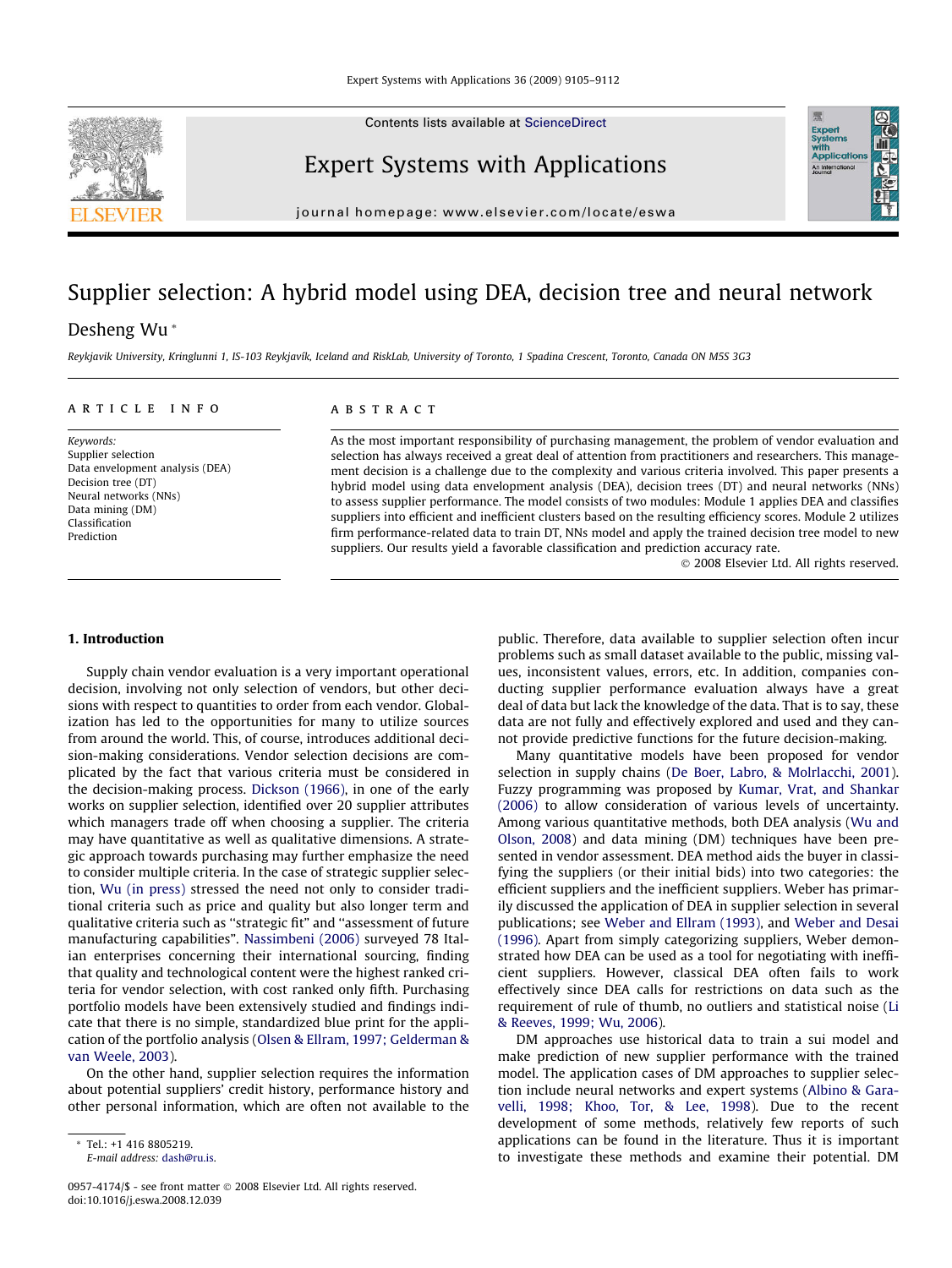# Supplier selection: A hybrid model using DEA, decision tree and neural network

Desheng Wu *

*Reykjavik University, Kringlunni 1, IS-103 Reykjavík, Iceland and RiskLab, University of Toronto, 1 Spadina Crescent, Toronto, Canada ON M5S 3G3*

## ARTICLE INFO

*Keywords:*
Supplier selection
Data envelopment analysis (DEA)
Decision tree (DT)
Neural networks (NNs)
Data mining (DM)
Classification
Prediction

## ABSTRACT

As the most important responsibility of purchasing management, the problem of vendor evaluation and selection has always received a great deal of attention from practitioners and researchers. This management decision is a challenge due to the complexity and various criteria involved. This paper presents a hybrid model using data envelopment analysis (DEA), decision trees (DT) and neural networks (NNs) to assess supplier performance. The model consists of two modules: Module 1 applies DEA and classifies suppliers into efficient and inefficient clusters based on the resulting efficiency scores. Module 2 utilizes firm performance-related data to train DT, NNs model and apply the trained decision tree model to new suppliers. Our results yield a favorable classification and prediction accuracy rate.

© 2008 Elsevier Ltd. All rights reserved.

## 1. Introduction

Supply chain vendor evaluation is a very important operational decision, involving not only selection of vendors, but other decisions with respect to quantities to order from each vendor. Globalization has led to the opportunities for many to utilize sources from around the world. This, of course, introduces additional decision-making considerations. Vendor selection decisions are complicated by the fact that various criteria must be considered in the decision-making process. Dickson (1966), in one of the early works on supplier selection, identified over 20 supplier attributes which managers trade off when choosing a supplier. The criteria may have quantitative as well as qualitative dimensions. A strategic approach towards purchasing may further emphasize the need to consider multiple criteria. In the case of strategic supplier selection, Wu (in press) stressed the need not only to consider traditional criteria such as price and quality but also longer term and qualitative criteria such as "strategic fit" and "assessment of future manufacturing capabilities". Nassimbeni (2006) surveyed 78 Italian enterprises concerning their international sourcing, finding that quality and technological content were the highest ranked criteria for vendor selection, with cost ranked only fifth. Purchasing portfolio models have been extensively studied and findings indicate that there is no simple, standardized blue print for the application of the portfolio analysis (Olsen & Ellram, 1997; Gelderman & van Weele, 2003).

On the other hand, supplier selection requires the information about potential suppliers' credit history, performance history and other personal information, which are often not available to the public. Therefore, data available to supplier selection often incur problems such as small dataset available to the public, missing values, inconsistent values, errors, etc. In addition, companies conducting supplier performance evaluation always have a great deal of data but lack the knowledge of the data. That is to say, these data are not fully and effectively explored and used and they cannot provide predictive functions for the future decision-making.

Many quantitative models have been proposed for vendor selection in supply chains (De Boer, Labro, & Molrlacchi, 2001). Fuzzy programming was proposed by Kumar, Vrat, and Shankar (2006) to allow consideration of various levels of uncertainty. Among various quantitative methods, both DEA analysis (Wu and Olson, 2008) and data mining (DM) techniques have been presented in vendor assessment. DEA method aids the buyer in classifying the suppliers (or their initial bids) into two categories: the efficient suppliers and the inefficient suppliers. Weber has primarily discussed the application of DEA in supplier selection in several publications; see Weber and Ellram (1993), and Weber and Desai (1996). Apart from simply categorizing suppliers, Weber demonstrated how DEA can be used as a tool for negotiating with inefficient suppliers. However, classical DEA often fails to work effectively since DEA calls for restrictions on data such as the requirement of rule of thumb, no outliers and statistical noise (Li & Reeves, 1999; Wu, 2006).

DM approaches use historical data to train a sui model and make prediction of new supplier performance with the trained model. The application cases of DM approaches to supplier selection include neural networks and expert systems (Albino & Garavelli, 1998; Khoo, Tor, & Lee, 1998). Due to the recent development of some methods, relatively few reports of such applications can be found in the literature. Thus it is important to investigate these methods and examine their potential. DM

---

* Tel.: +1 416 8805219.
*E-mail address:* dash@ru.is.

0957-4174/$ - see front matter © 2008 Elsevier Ltd. All rights reserved.
doi:10.1016/j.eswa.2008.12.039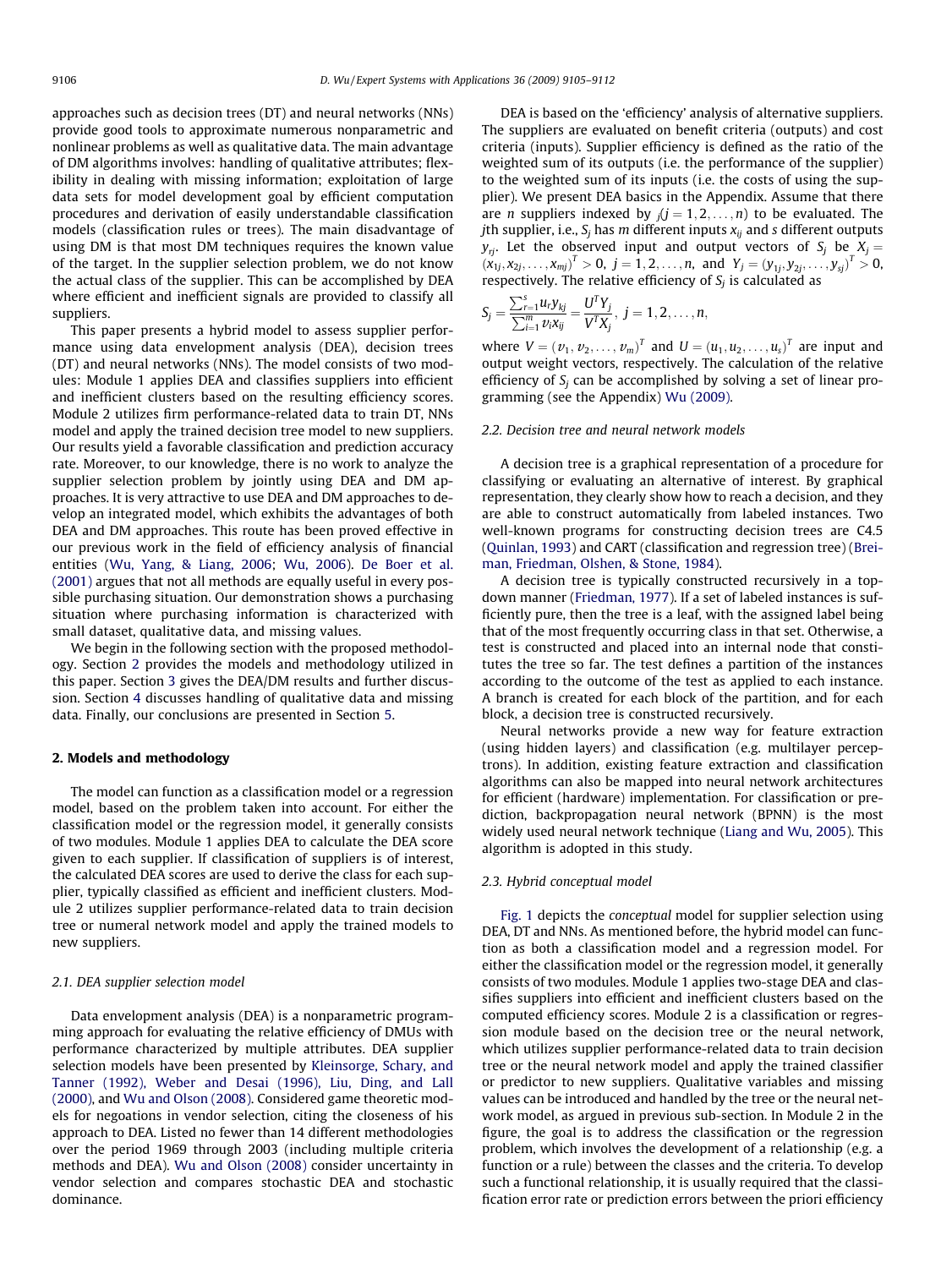approaches such as decision trees (DT) and neural networks (NNs) provide good tools to approximate numerous nonparametric and nonlinear problems as well as qualitative data. The main advantage of DM algorithms involves: handling of qualitative attributes; flexibility in dealing with missing information; exploitation of large data sets for model development goal by efficient computation procedures and derivation of easily understandable classification models (classification rules or trees). The main disadvantage of using DM is that most DM techniques requires the known value of the target. In the supplier selection problem, we do not know the actual class of the supplier. This can be accomplished by DEA where efficient and inefficient signals are provided to classify all suppliers.

This paper presents a hybrid model to assess supplier performance using data envelopment analysis (DEA), decision trees (DT) and neural networks (NNs). The model consists of two modules: Module 1 applies DEA and classifies suppliers into efficient and inefficient clusters based on the resulting efficiency scores. Module 2 utilizes firm performance-related data to train DT, NNs model and apply the trained decision tree model to new suppliers. Our results yield a favorable classification and prediction accuracy rate. Moreover, to our knowledge, there is no work to analyze the supplier selection problem by jointly using DEA and DM approaches. It is very attractive to use DEA and DM approaches to develop an integrated model, which exhibits the advantages of both DEA and DM approaches. This route has been proved effective in our previous work in the field of efficiency analysis of financial entities (Wu, Yang, & Liang, 2006; Wu, 2006). De Boer et al. (2001) argues that not all methods are equally useful in every possible purchasing situation. Our demonstration shows a purchasing situation where purchasing information is characterized with small dataset, qualitative data, and missing values.

We begin in the following section with the proposed methodology. Section 2 provides the models and methodology utilized in this paper. Section 3 gives the DEA/DM results and further discussion. Section 4 discusses handling of qualitative data and missing data. Finally, our conclusions are presented in Section 5.

## 2. Models and methodology

The model can function as a classification model or a regression model, based on the problem taken into account. For either the classification model or the regression model, it generally consists of two modules. Module 1 applies DEA to calculate the DEA score given to each supplier. If classification of suppliers is of interest, the calculated DEA scores are used to derive the class for each supplier, typically classified as efficient and inefficient clusters. Module 2 utilizes supplier performance-related data to train decision tree or numeral network model and apply the trained models to new suppliers.

### 2.1. DEA supplier selection model

Data envelopment analysis (DEA) is a nonparametric programming approach for evaluating the relative efficiency of DMUs with performance characterized by multiple attributes. DEA supplier selection models have been presented by Kleinsorge, Schary, and Tanner (1992), Weber and Desai (1996), Liu, Ding, and Lall (2000), and Wu and Olson (2008). Considered game theoretic models for negoations in vendor selection, citing the closeness of his approach to DEA. Listed no fewer than 14 different methodologies over the period 1969 through 2003 (including multiple criteria methods and DEA). Wu and Olson (2008) consider uncertainty in vendor selection and compares stochastic DEA and stochastic dominance.

DEA is based on the 'efficiency' analysis of alternative suppliers. The suppliers are evaluated on benefit criteria (outputs) and cost criteria (inputs). Supplier efficiency is defined as the ratio of the weighted sum of its outputs (i.e. the performance of the supplier) to the weighted sum of its inputs (i.e. the costs of using the supplier). We present DEA basics in the Appendix. Assume that there are $n$ suppliers indexed by $_j(j = 1, 2, \ldots, n)$ to be evaluated. The $j$th supplier, i.e., $S_j$ has $m$ different inputs $x_{ij}$ and $s$ different outputs $y_{rj}$. Let the observed input and output vectors of $S_j$ be $X_j = (x_{1j}, x_{2j}, \ldots, x_{mj})^T > 0$, $j = 1, 2, \ldots, n$, and $Y_j = (y_{1j}, y_{2j}, \ldots, y_{sj})^T > 0$, respectively. The relative efficiency of $S_j$ is calculated as

$$S_j = \frac{\sum_{r=1}^{s} u_r y_{kj}}{\sum_{i=1}^{m} v_i x_{ij}} = \frac{U^T Y_j}{V^T X_j}, \; j = 1, 2, \ldots, n,$$

where $V = (v_1, v_2, \ldots, v_m)^T$ and $U = (u_1, u_2, \ldots, u_s)^T$ are input and output weight vectors, respectively. The calculation of the relative efficiency of $S_j$ can be accomplished by solving a set of linear programming (see the Appendix) Wu (2009).

### 2.2. Decision tree and neural network models

A decision tree is a graphical representation of a procedure for classifying or evaluating an alternative of interest. By graphical representation, they clearly show how to reach a decision, and they are able to construct automatically from labeled instances. Two well-known programs for constructing decision trees are C4.5 (Quinlan, 1993) and CART (classification and regression tree) (Breiman, Friedman, Olshen, & Stone, 1984).

A decision tree is typically constructed recursively in a top-down manner (Friedman, 1977). If a set of labeled instances is sufficiently pure, then the tree is a leaf, with the assigned label being that of the most frequently occurring class in that set. Otherwise, a test is constructed and placed into an internal node that constitutes the tree so far. The test defines a partition of the instances according to the outcome of the test as applied to each instance. A branch is created for each block of the partition, and for each block, a decision tree is constructed recursively.

Neural networks provide a new way for feature extraction (using hidden layers) and classification (e.g. multilayer perceptrons). In addition, existing feature extraction and classification algorithms can also be mapped into neural network architectures for efficient (hardware) implementation. For classification or prediction, backpropagation neural network (BPNN) is the most widely used neural network technique (Liang and Wu, 2005). This algorithm is adopted in this study.

### 2.3. Hybrid conceptual model

Fig. 1 depicts the *conceptual* model for supplier selection using DEA, DT and NNs. As mentioned before, the hybrid model can function as both a classification model and a regression model. For either the classification model or the regression model, it generally consists of two modules. Module 1 applies two-stage DEA and classifies suppliers into efficient and inefficient clusters based on the computed efficiency scores. Module 2 is a classification or regression module based on the decision tree or the neural network, which utilizes supplier performance-related data to train decision tree or the neural network model and apply the trained classifier or predictor to new suppliers. Qualitative variables and missing values can be introduced and handled by the tree or the neural network model, as argued in previous sub-section. In Module 2 in the figure, the goal is to address the classification or the regression problem, which involves the development of a relationship (e.g. a function or a rule) between the classes and the criteria. To develop such a functional relationship, it is usually required that the classification error rate or prediction errors between the priori efficiency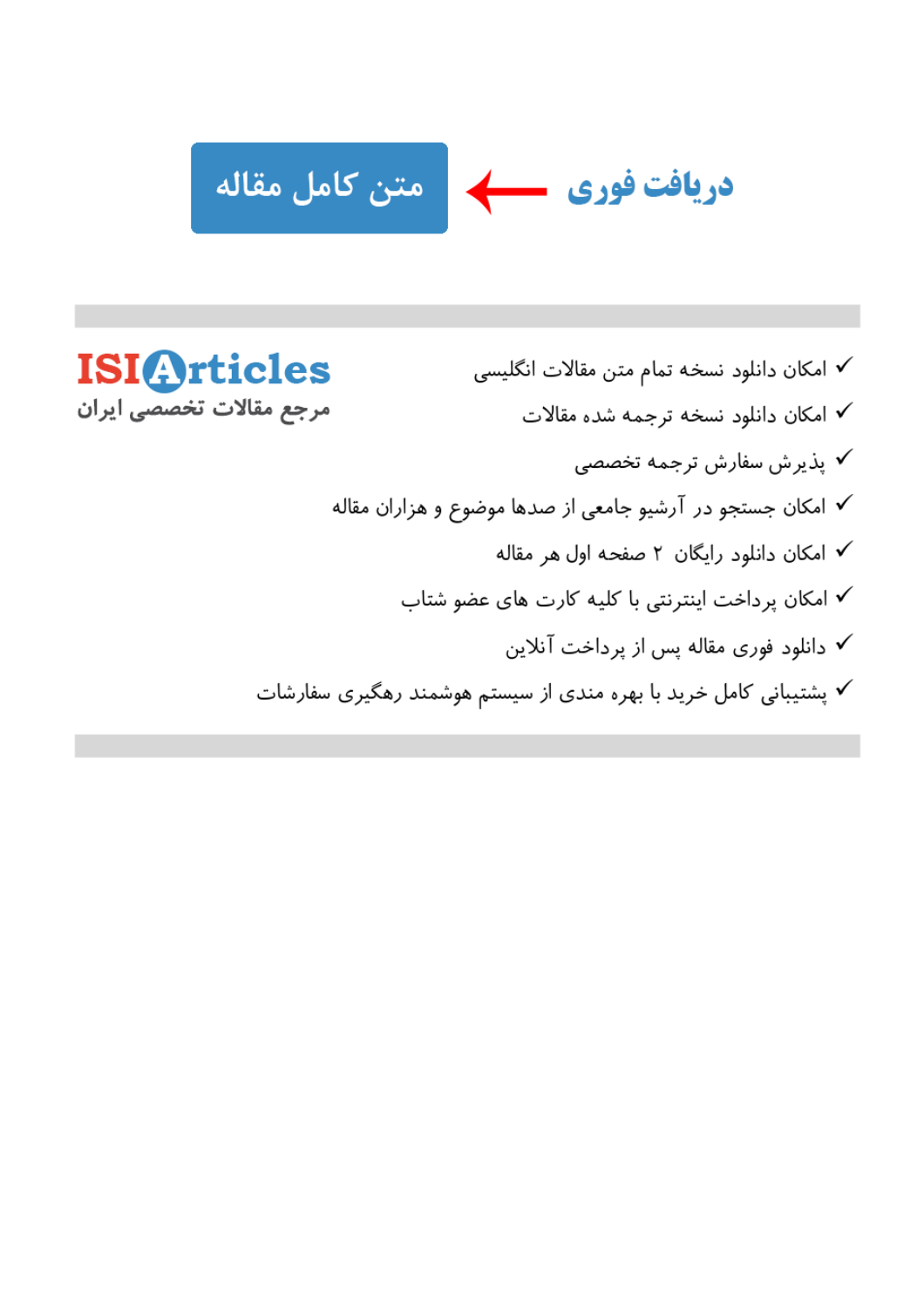دریافت فوری ← **متن کامل مقاله**

**ISIArticles**
مرجع مقالات تخصصی ایران

- ✓ امکان دانلود نسخه تمام متن مقالات انگلیسی
- ✓ امکان دانلود نسخه ترجمه شده مقالات
- ✓ پذیرش سفارش ترجمه تخصصی
- ✓ امکان جستجو در آرشیو جامعی از صدها موضوع و هزاران مقاله
- ✓ امکان دانلود رایگان ۲ صفحه اول هر مقاله
- ✓ امکان پرداخت اینترنتی با کلیه کارت های عضو شتاب
- ✓ دانلود فوری مقاله پس از پرداخت آنلاین
- ✓ پشتیبانی کامل خرید با بهره مندی از سیستم هوشمند رهگیری سفارشات